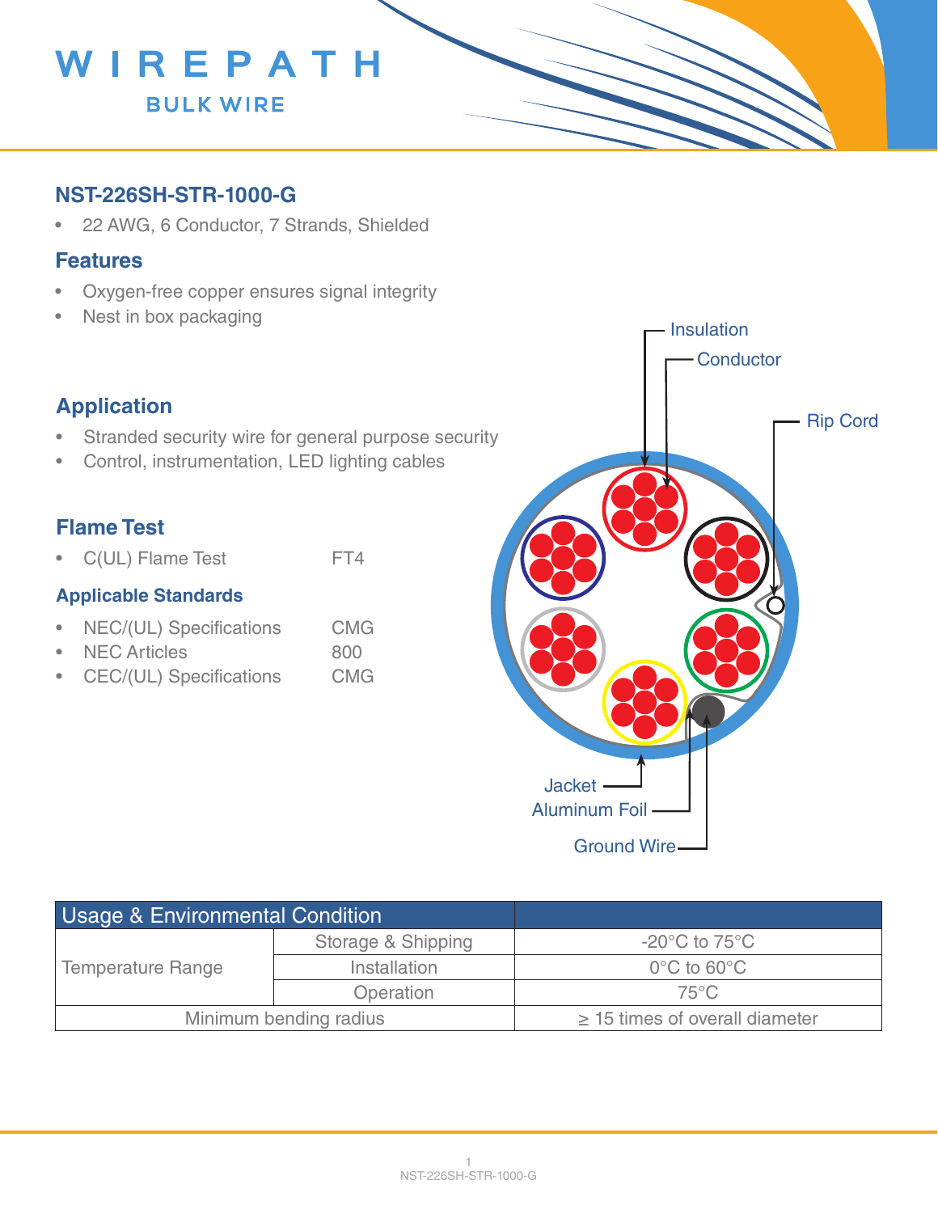WIREPATH
BULK WIRE

## NST-226SH-STR-1000-G

- 22 AWG, 6 Conductor, 7 Strands, Shielded

## Features

- Oxygen-free copper ensures signal integrity
- Nest in box packaging

## Application

- Stranded security wire for general purpose security
- Control, instrumentation, LED lighting cables

## Flame Test

- C(UL) Flame Test FT4

### Applicable Standards

- NEC/(UL) Specifications CMG
- NEC Articles 800
- CEC/(UL) Specifications CMG

Insulation
Conductor
Rip Cord
Jacket
Aluminum Foil
Ground Wire

| Usage & Environmental Condition | | |
|---|---|---|
| Temperature Range | Storage & Shipping | -20°C to 75°C |
| | Installation | 0°C to 60°C |
| | Operation | 75°C |
| Minimum bending radius | | ≥ 15 times of overall diameter |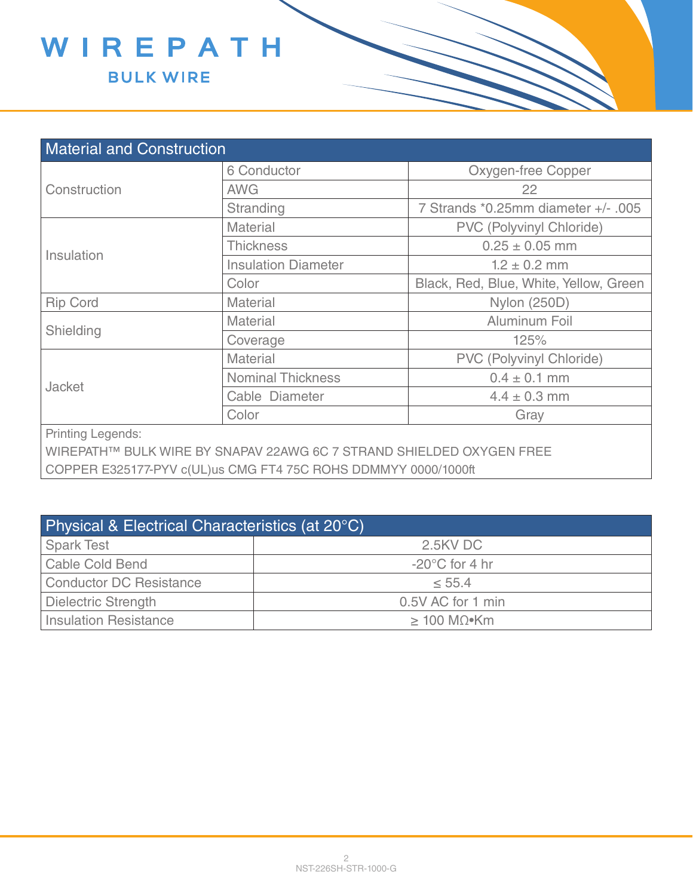# WIREPATH

## BULK WIRE

| Material and Construction | | |
|---|---|---|
| Construction | 6 Conductor | Oxygen-free Copper |
| | AWG | 22 |
| | Stranding | 7 Strands *0.25mm diameter +/- .005 |
| Insulation | Material | PVC (Polyvinyl Chloride) |
| | Thickness | 0.25 ± 0.05 mm |
| | Insulation Diameter | 1.2 ± 0.2 mm |
| | Color | Black, Red, Blue, White, Yellow, Green |
| Rip Cord | Material | Nylon (250D) |
| Shielding | Material | Aluminum Foil |
| | Coverage | 125% |
| Jacket | Material | PVC (Polyvinyl Chloride) |
| | Nominal Thickness | 0.4 ± 0.1 mm |
| | Cable Diameter | 4.4 ± 0.3 mm |
| | Color | Gray |

Printing Legends:
WIREPATH™ BULK WIRE BY SNAPAV 22AWG 6C 7 STRAND SHIELDED OXYGEN FREE COPPER E325177-PYV c(UL)us CMG FT4 75C ROHS DDMMYY 0000/1000ft

| Physical & Electrical Characteristics (at 20°C) | |
|---|---|
| Spark Test | 2.5KV DC |
| Cable Cold Bend | -20°C for 4 hr |
| Conductor DC Resistance | ≤ 55.4 |
| Dielectric Strength | 0.5V AC for 1 min |
| Insulation Resistance | ≥ 100 MΩ•Km |

NST-226SH-STR-1000-G